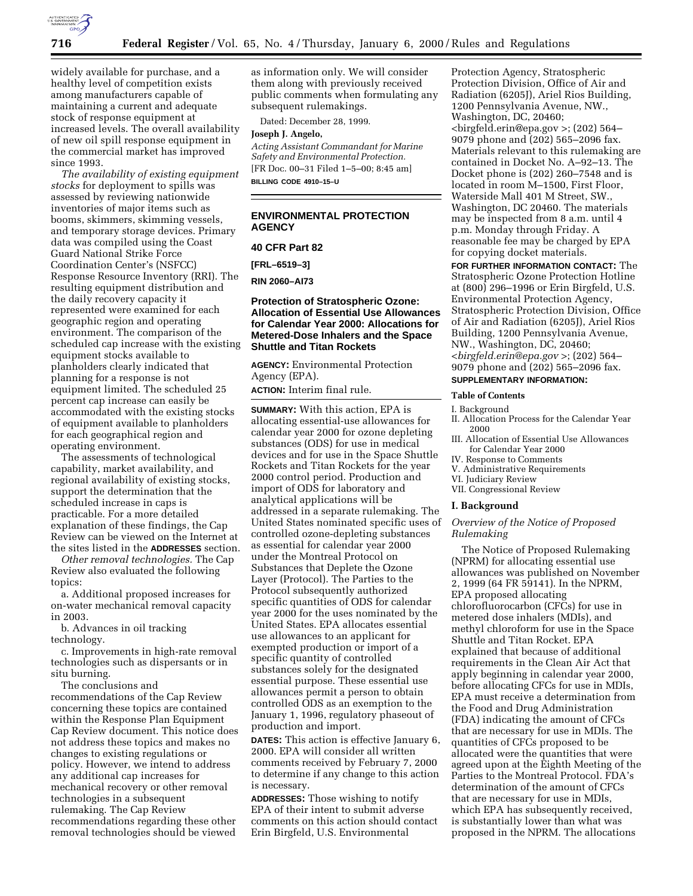widely available for purchase, and a healthy level of competition exists among manufacturers capable of maintaining a current and adequate stock of response equipment at increased levels. The overall availability of new oil spill response equipment in the commercial market has improved since 1993.

*The availability of existing equipment stocks* for deployment to spills was assessed by reviewing nationwide inventories of major items such as booms, skimmers, skimming vessels, and temporary storage devices. Primary data was compiled using the Coast Guard National Strike Force Coordination Center's (NSFCC) Response Resource Inventory (RRI). The resulting equipment distribution and the daily recovery capacity it represented were examined for each geographic region and operating environment. The comparison of the scheduled cap increase with the existing equipment stocks available to planholders clearly indicated that planning for a response is not equipment limited. The scheduled 25 percent cap increase can easily be accommodated with the existing stocks of equipment available to planholders for each geographical region and operating environment.

The assessments of technological capability, market availability, and regional availability of existing stocks, support the determination that the scheduled increase in caps is practicable. For a more detailed explanation of these findings, the Cap Review can be viewed on the Internet at the sites listed in the **ADDRESSES** section.

*Other removal technologies.* The Cap Review also evaluated the following topics:

a. Additional proposed increases for on-water mechanical removal capacity in 2003.

b. Advances in oil tracking technology.

c. Improvements in high-rate removal technologies such as dispersants or in situ burning.

The conclusions and recommendations of the Cap Review concerning these topics are contained within the Response Plan Equipment Cap Review document. This notice does not address these topics and makes no changes to existing regulations or policy. However, we intend to address any additional cap increases for mechanical recovery or other removal technologies in a subsequent rulemaking. The Cap Review recommendations regarding these other removal technologies should be viewed as information only. We will consider them along with previously received public comments when formulating any subsequent rulemakings.

Dated: December 28, 1999.

**Joseph J. Angelo,**

*Acting Assistant Commandant for Marine Safety and Environmental Protection.*

[FR Doc. 00–31 Filed 1–5–00; 8:45 am]

**BILLING CODE 4910–15–U**

---

## ENVIRONMENTAL PROTECTION AGENCY

**40 CFR Part 82**

**[FRL–6519–3]**

**RIN 2060–AI73**

### Protection of Stratospheric Ozone: Allocation of Essential Use Allowances for Calendar Year 2000: Allocations for Metered-Dose Inhalers and the Space Shuttle and Titan Rockets

**AGENCY:** Environmental Protection Agency (EPA).

**ACTION:** Interim final rule.

**SUMMARY:** With this action, EPA is allocating essential-use allowances for calendar year 2000 for ozone depleting substances (ODS) for use in medical devices and for use in the Space Shuttle Rockets and Titan Rockets for the year 2000 control period. Production and import of ODS for laboratory and analytical applications will be addressed in a separate rulemaking. The United States nominated specific uses of controlled ozone-depleting substances as essential for calendar year 2000 under the Montreal Protocol on Substances that Deplete the Ozone Layer (Protocol). The Parties to the Protocol subsequently authorized specific quantities of ODS for calendar year 2000 for the uses nominated by the United States. EPA allocates essential use allowances to an applicant for exempted production or import of a specific quantity of controlled substances solely for the designated essential purpose. These essential use allowances permit a person to obtain controlled ODS as an exemption to the January 1, 1996, regulatory phaseout of production and import.

**DATES:** This action is effective January 6, 2000. EPA will consider all written comments received by February 7, 2000 to determine if any change to this action is necessary.

**ADDRESSES:** Those wishing to notify EPA of their intent to submit adverse comments on this action should contact Erin Birgfeld, U.S. Environmental Protection Agency, Stratospheric Protection Division, Office of Air and Radiation (6205J), Ariel Rios Building, 1200 Pennsylvania Avenue, NW., Washington, DC, 20460; <birgfeld.erin@epa.gov >; (202) 564–9079 phone and (202) 565–2096 fax. Materials relevant to this rulemaking are contained in Docket No. A–92–13. The Docket phone is (202) 260–7548 and is located in room M–1500, First Floor, Waterside Mall 401 M Street, SW., Washington, DC 20460. The materials may be inspected from 8 a.m. until 4 p.m. Monday through Friday. A reasonable fee may be charged by EPA for copying docket materials.

**FOR FURTHER INFORMATION CONTACT:** The Stratospheric Ozone Protection Hotline at (800) 296–1996 or Erin Birgfeld, U.S. Environmental Protection Agency, Stratospheric Protection Division, Office of Air and Radiation (6205J), Ariel Rios Building, 1200 Pennsylvania Avenue, NW., Washington, DC, 20460; <*birgfeld.erin@epa.gov* >; (202) 564–9079 phone and (202) 565–2096 fax.

**SUPPLEMENTARY INFORMATION:**

**Table of Contents**

I. Background
II. Allocation Process for the Calendar Year 2000
III. Allocation of Essential Use Allowances for Calendar Year 2000
IV. Response to Comments
V. Administrative Requirements
VI. Judiciary Review
VII. Congressional Review

### I. Background

*Overview of the Notice of Proposed Rulemaking*

The Notice of Proposed Rulemaking (NPRM) for allocating essential use allowances was published on November 2, 1999 (64 FR 59141). In the NPRM, EPA proposed allocating chlorofluorocarbon (CFCs) for use in metered dose inhalers (MDIs), and methyl chloroform for use in the Space Shuttle and Titan Rocket. EPA explained that because of additional requirements in the Clean Air Act that apply beginning in calendar year 2000, before allocating CFCs for use in MDIs, EPA must receive a determination from the Food and Drug Administration (FDA) indicating the amount of CFCs that are necessary for use in MDIs. The quantities of CFCs proposed to be allocated were the quantities that were agreed upon at the Eighth Meeting of the Parties to the Montreal Protocol. FDA's determination of the amount of CFCs that are necessary for use in MDIs, which EPA has subsequently received, is substantially lower than what was proposed in the NPRM. The allocations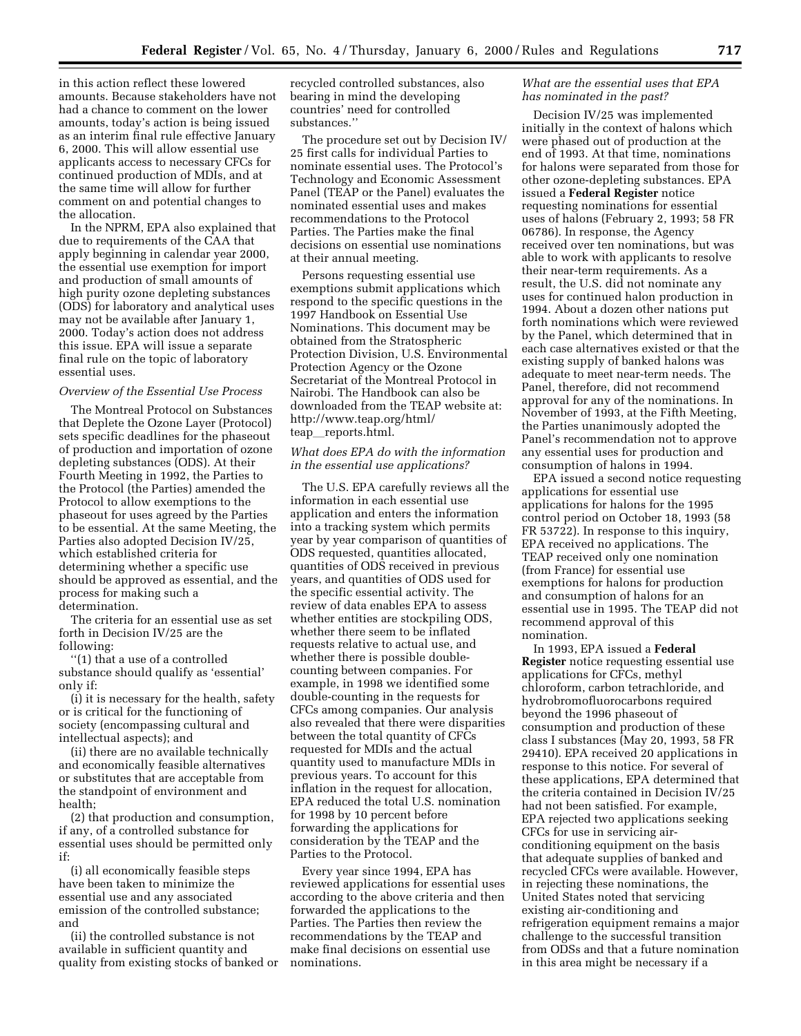in this action reflect these lowered amounts. Because stakeholders have not had a chance to comment on the lower amounts, today's action is being issued as an interim final rule effective January 6, 2000. This will allow essential use applicants access to necessary CFCs for continued production of MDIs, and at the same time will allow for further comment on and potential changes to the allocation.

In the NPRM, EPA also explained that due to requirements of the CAA that apply beginning in calendar year 2000, the essential use exemption for import and production of small amounts of high purity ozone depleting substances (ODS) for laboratory and analytical uses may not be available after January 1, 2000. Today's action does not address this issue. EPA will issue a separate final rule on the topic of laboratory essential uses.

*Overview of the Essential Use Process*

The Montreal Protocol on Substances that Deplete the Ozone Layer (Protocol) sets specific deadlines for the phaseout of production and importation of ozone depleting substances (ODS). At their Fourth Meeting in 1992, the Parties to the Protocol (the Parties) amended the Protocol to allow exemptions to the phaseout for uses agreed by the Parties to be essential. At the same Meeting, the Parties also adopted Decision IV/25, which established criteria for determining whether a specific use should be approved as essential, and the process for making such a determination.

The criteria for an essential use as set forth in Decision IV/25 are the following:

''(1) that a use of a controlled substance should qualify as 'essential' only if:

(i) it is necessary for the health, safety or is critical for the functioning of society (encompassing cultural and intellectual aspects); and

(ii) there are no available technically and economically feasible alternatives or substitutes that are acceptable from the standpoint of environment and health;

(2) that production and consumption, if any, of a controlled substance for essential uses should be permitted only if:

(i) all economically feasible steps have been taken to minimize the essential use and any associated emission of the controlled substance; and

(ii) the controlled substance is not available in sufficient quantity and quality from existing stocks of banked or recycled controlled substances, also bearing in mind the developing countries' need for controlled substances.''

The procedure set out by Decision IV/25 first calls for individual Parties to nominate essential uses. The Protocol's Technology and Economic Assessment Panel (TEAP or the Panel) evaluates the nominated essential uses and makes recommendations to the Protocol Parties. The Parties make the final decisions on essential use nominations at their annual meeting.

Persons requesting essential use exemptions submit applications which respond to the specific questions in the 1997 Handbook on Essential Use Nominations. This document may be obtained from the Stratospheric Protection Division, U.S. Environmental Protection Agency or the Ozone Secretariat of the Montreal Protocol in Nairobi. The Handbook can also be downloaded from the TEAP website at: http://www.teap.org/html/teap_reports.html.

*What does EPA do with the information in the essential use applications?*

The U.S. EPA carefully reviews all the information in each essential use application and enters the information into a tracking system which permits year by year comparison of quantities of ODS requested, quantities allocated, quantities of ODS received in previous years, and quantities of ODS used for the specific essential activity. The review of data enables EPA to assess whether entities are stockpiling ODS, whether there seem to be inflated requests relative to actual use, and whether there is possible double-counting between companies. For example, in 1998 we identified some double-counting in the requests for CFCs among companies. Our analysis also revealed that there were disparities between the total quantity of CFCs requested for MDIs and the actual quantity used to manufacture MDIs in previous years. To account for this inflation in the request for allocation, EPA reduced the total U.S. nomination for 1998 by 10 percent before forwarding the applications for consideration by the TEAP and the Parties to the Protocol.

Every year since 1994, EPA has reviewed applications for essential uses according to the above criteria and then forwarded the applications to the Parties. The Parties then review the recommendations by the TEAP and make final decisions on essential use nominations.

*What are the essential uses that EPA has nominated in the past?*

Decision IV/25 was implemented initially in the context of halons which were phased out of production at the end of 1993. At that time, nominations for halons were separated from those for other ozone-depleting substances. EPA issued a **Federal Register** notice requesting nominations for essential uses of halons (February 2, 1993; 58 FR 06786). In response, the Agency received over ten nominations, but was able to work with applicants to resolve their near-term requirements. As a result, the U.S. did not nominate any uses for continued halon production in 1994. About a dozen other nations put forth nominations which were reviewed by the Panel, which determined that in each case alternatives existed or that the existing supply of banked halons was adequate to meet near-term needs. The Panel, therefore, did not recommend approval for any of the nominations. In November of 1993, at the Fifth Meeting, the Parties unanimously adopted the Panel's recommendation not to approve any essential uses for production and consumption of halons in 1994.

EPA issued a second notice requesting applications for essential uses for halons for the 1995 control period on October 18, 1993 (58 FR 53722). In response to this inquiry, EPA received no applications. The TEAP received only one nomination (from France) for essential use exemptions for halons for production and consumption of halons for an essential use in 1995. The TEAP did not recommend approval of this nomination.

In 1993, EPA issued a **Federal Register** notice requesting essential use applications for CFCs, methyl chloroform, carbon tetrachloride, and hydrobromofluorocarbons required beyond the 1996 phaseout of consumption and production of these class I substances (May 20, 1993, 58 FR 29410). EPA received 20 applications in response to this notice. For several of these applications, EPA determined that the criteria contained in Decision IV/25 had not been satisfied. For example, EPA rejected two applications seeking CFCs for use in servicing air-conditioning equipment on the basis that adequate supplies of banked and recycled CFCs were available. However, in rejecting these nominations, the United States noted that servicing existing air-conditioning and refrigeration equipment remains a major challenge to the successful transition from ODSs and that a future nomination in this area might be necessary if a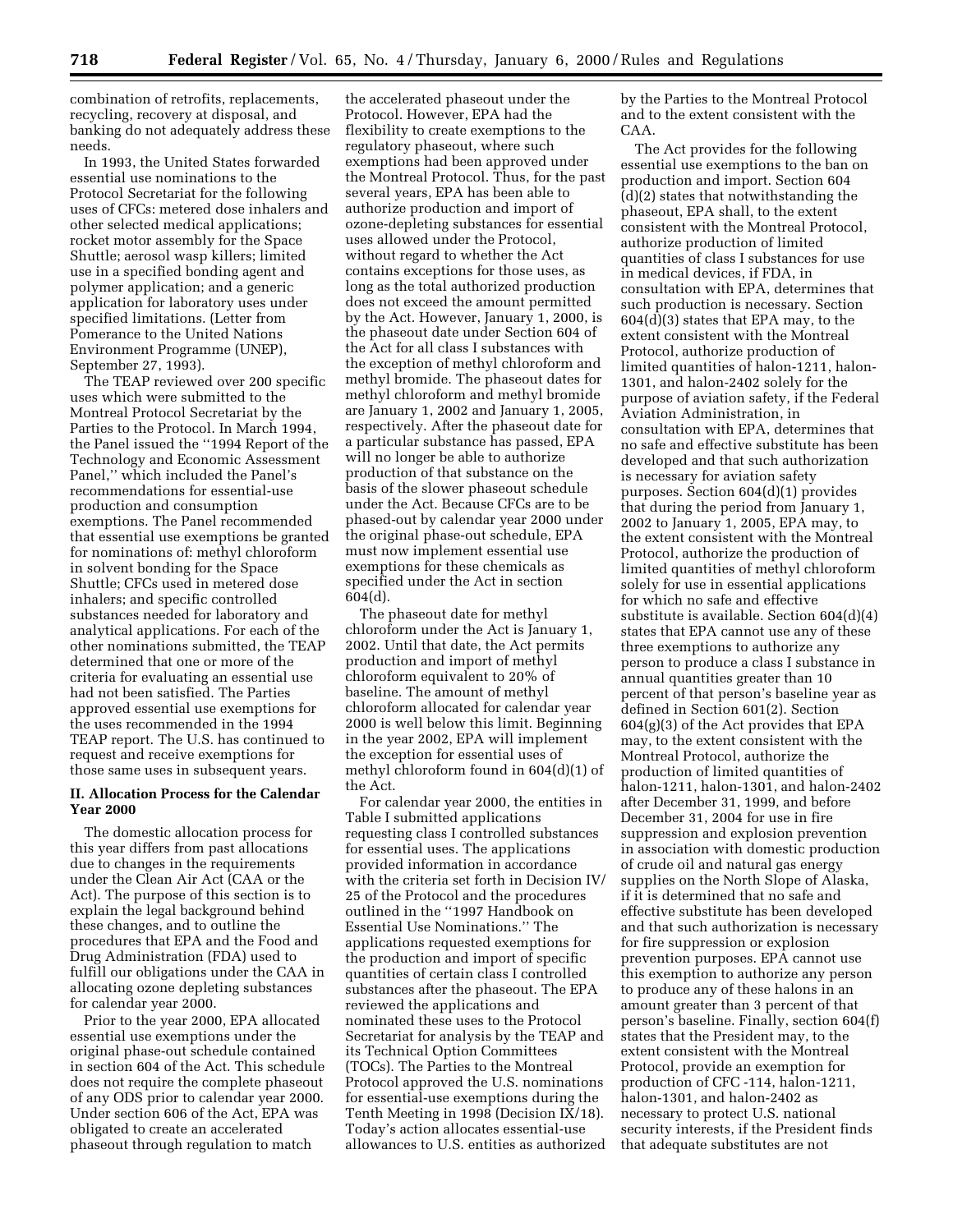combination of retrofits, replacements, recycling, recovery at disposal, and banking do not adequately address these needs.

In 1993, the United States forwarded essential use nominations to the Protocol Secretariat for the following uses of CFCs: metered dose inhalers and other selected medical applications; rocket motor assembly for the Space Shuttle; aerosol wasp killers; limited use in a specified bonding agent and polymer application; and a generic application for laboratory uses under specified limitations. (Letter from Pomerance to the United Nations Environment Programme (UNEP), September 27, 1993).

The TEAP reviewed over 200 specific uses which were submitted to the Montreal Protocol Secretariat by the Parties to the Protocol. In March 1994, the Panel issued the ''1994 Report of the Technology and Economic Assessment Panel,'' which included the Panel's recommendations for essential-use production and consumption exemptions. The Panel recommended that essential use exemptions be granted for nominations of: methyl chloroform in solvent bonding for the Space Shuttle; CFCs used in metered dose inhalers; and specific controlled substances needed for laboratory and analytical applications. For each of the other nominations submitted, the TEAP determined that one or more of the criteria for evaluating an essential use had not been satisfied. The Parties approved essential use exemptions for the uses recommended in the 1994 TEAP report. The U.S. has continued to request and receive exemptions for those same uses in subsequent years.

## II. Allocation Process for the Calendar Year 2000

The domestic allocation process for this year differs from past allocations due to changes in the requirements under the Clean Air Act (CAA or the Act). The purpose of this section is to explain the legal background behind these changes, and to outline the procedures that EPA and the Food and Drug Administration (FDA) used to fulfill our obligations under the CAA in allocating ozone depleting substances for calendar year 2000.

Prior to the year 2000, EPA allocated essential use exemptions under the original phase-out schedule contained in section 604 of the Act. This schedule does not require the complete phaseout of any ODS prior to calendar year 2000. Under section 606 of the Act, EPA was obligated to create an accelerated phaseout through regulation to match the accelerated phaseout under the Protocol. However, EPA had the flexibility to create exemptions to the regulatory phaseout, where such exemptions had been approved under the Montreal Protocol. Thus, for the past several years, EPA has been able to authorize production and import of ozone-depleting substances for essential uses allowed under the Protocol, without regard to whether the Act contains exceptions for those uses, as long as the total authorized production does not exceed the amount permitted by the Act. However, January 1, 2000, is the phaseout date under Section 604 of the Act for all class I substances with the exception of methyl chloroform and methyl bromide. The phaseout dates for methyl chloroform and methyl bromide are January 1, 2002 and January 1, 2005, respectively. After the phaseout date for a particular substance has passed, EPA will no longer be able to authorize production of that substance on the basis of the slower phaseout schedule under the Act. Because CFCs are to be phased-out by calendar year 2000 under the original phase-out schedule, EPA must now implement essential use exemptions for these chemicals as specified under the Act in section 604(d).

The phaseout date for methyl chloroform under the Act is January 1, 2002. Until that date, the Act permits production and import of methyl chloroform equivalent to 20% of baseline. The amount of methyl chloroform allocated for calendar year 2000 is well below this limit. Beginning in the year 2002, EPA will implement the exception for essential uses of methyl chloroform found in 604(d)(1) of the Act.

For calendar year 2000, the entities in Table I submitted applications requesting class I controlled substances for essential uses. The applications provided information in accordance with the criteria set forth in Decision IV/25 of the Protocol and the procedures outlined in the ''1997 Handbook on Essential Use Nominations.'' The applications requested exemptions for the production and import of specific quantities of certain class I controlled substances after the phaseout. The EPA reviewed the applications and nominated these uses to the Protocol Secretariat for analysis by the TEAP and its Technical Option Committees (TOCs). The Parties to the Montreal Protocol approved the U.S. nominations for essential-use exemptions during the Tenth Meeting in 1998 (Decision IX/18). Today's action allocates essential-use allowances to U.S. entities as authorized by the Parties to the Montreal Protocol and to the extent consistent with the CAA.

The Act provides for the following essential use exemptions to the ban on production and import. Section 604 (d)(2) states that notwithstanding the phaseout, EPA shall, to the extent consistent with the Montreal Protocol, authorize production of limited quantities of class I substances for use in medical devices, if FDA, in consultation with EPA, determines that such production is necessary. Section 604(d)(3) states that EPA may, to the extent consistent with the Montreal Protocol, authorize production of limited quantities of halon-1211, halon-1301, and halon-2402 solely for the purpose of aviation safety, if the Federal Aviation Administration, in consultation with EPA, determines that no safe and effective substitute has been developed and that such authorization is necessary for aviation safety purposes. Section 604(d)(1) provides that during the period from January 1, 2002 to January 1, 2005, EPA may, to the extent consistent with the Montreal Protocol, authorize the production of limited quantities of methyl chloroform solely for use in essential applications for which no safe and effective substitute is available. Section 604(d)(4) states that EPA cannot use any of these three exemptions to authorize any person to produce a class I substance in annual quantities greater than 10 percent of that person's baseline year as defined in Section 601(2). Section 604(g)(3) of the Act provides that EPA may, to the extent consistent with the Montreal Protocol, authorize the production of limited quantities of halon-1211, halon-1301, and halon-2402 after December 31, 1999, and before December 31, 2004 for use in fire suppression and explosion prevention in association with domestic production of crude oil and natural gas energy supplies on the North Slope of Alaska, if it is determined that no safe and effective substitute has been developed and that such authorization is necessary for fire suppression or explosion prevention purposes. EPA cannot use this exemption to authorize any person to produce any of these halons in an amount greater than 3 percent of that person's baseline. Finally, section 604(f) states that the President may, to the extent consistent with the Montreal Protocol, provide an exemption for production of CFC -114, halon-1211, halon-1301, and halon-2402 as necessary to protect U.S. national security interests, if the President finds that adequate substitutes are not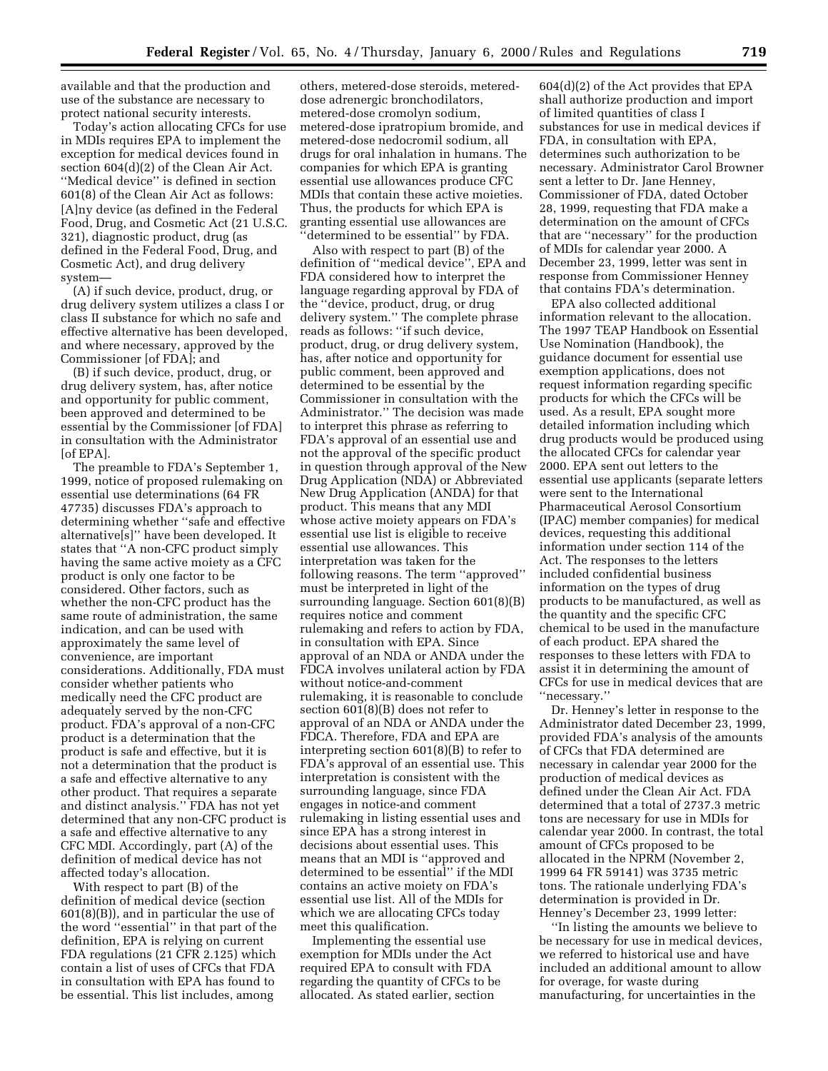available and that the production and use of the substance are necessary to protect national security interests.

Today's action allocating CFCs for use in MDIs requires EPA to implement the exception for medical devices found in section 604(d)(2) of the Clean Air Act. ''Medical device'' is defined in section 601(8) of the Clean Air Act as follows: [A]ny device (as defined in the Federal Food, Drug, and Cosmetic Act (21 U.S.C. 321), diagnostic product, drug (as defined in the Federal Food, Drug, and Cosmetic Act), and drug delivery system—

(A) if such device, product, drug, or drug delivery system utilizes a class I or class II substance for which no safe and effective alternative has been developed, and where necessary, approved by the Commissioner [of FDA]; and

(B) if such device, product, drug, or drug delivery system, has, after notice and opportunity for public comment, been approved and determined to be essential by the Commissioner [of FDA] in consultation with the Administrator [of EPA].

The preamble to FDA's September 1, 1999, notice of proposed rulemaking on essential use determinations (64 FR 47735) discusses FDA's approach to determining whether ''safe and effective alternative[s]'' have been developed. It states that ''A non-CFC product simply having the same active moiety as a CFC product is only one factor to be considered. Other factors, such as whether the non-CFC product has the same route of administration, the same indication, and can be used with approximately the same level of convenience, are important considerations. Additionally, FDA must consider whether patients who medically need the CFC product are adequately served by the non-CFC product. FDA's approval of a non-CFC product is a determination that the product is safe and effective, but it is not a determination that the product is a safe and effective alternative to any other product. That requires a separate and distinct analysis.'' FDA has not yet determined that any non-CFC product is a safe and effective alternative to any CFC MDI. Accordingly, part (A) of the definition of medical device has not affected today's allocation.

With respect to part (B) of the definition of medical device (section 601(8)(B)), and in particular the use of the word ''essential'' in that part of the definition, EPA is relying on current FDA regulations (21 CFR 2.125) which contain a list of uses of CFCs that FDA in consultation with EPA has found to be essential. This list includes, among others, metered-dose steroids, metered-dose adrenergic bronchodilators, metered-dose cromolyn sodium, metered-dose ipratropium bromide, and metered-dose nedocromil sodium, all drugs for oral inhalation in humans. The companies for which EPA is granting essential use allowances produce CFC MDIs that contain these active moieties. Thus, the products for which EPA is granting essential use allowances are ''determined to be essential'' by FDA.

Also with respect to part (B) of the definition of ''medical device'', EPA and FDA considered how to interpret the language regarding approval by FDA of the ''device, product, drug, or drug delivery system.'' The complete phrase reads as follows: ''if such device, product, drug, or drug delivery system, has, after notice and opportunity for public comment, been approved and determined to be essential by the Commissioner in consultation with the Administrator.'' The decision was made to interpret this phrase as referring to FDA's approval of an essential use and not the approval of the specific product in question through approval of the New Drug Application (NDA) or Abbreviated New Drug Application (ANDA) for that product. This means that any MDI whose active moiety appears on FDA's essential use list is eligible to receive essential use allowances. This interpretation was taken for the following reasons. The term ''approved'' must be interpreted in light of the surrounding language. Section 601(8)(B) requires notice and comment rulemaking and refers to action by FDA, in consultation with EPA. Since approval of an NDA or ANDA under the FDCA involves unilateral action by FDA without notice-and-comment rulemaking, it is reasonable to conclude section 601(8)(B) does not refer to approval of an NDA or ANDA under the FDCA. Therefore, FDA and EPA are interpreting section 601(8)(B) to refer to FDA's approval of an essential use. This interpretation is consistent with the surrounding language, since FDA engages in notice-and comment rulemaking in listing essential uses and since EPA has a strong interest in decisions about essential uses. This means that an MDI is ''approved and determined to be essential'' if the MDI contains an active moiety on FDA's essential use list. All of the MDIs for which we are allocating CFCs today meet this qualification.

Implementing the essential use exemption for MDIs under the Act required EPA to consult with FDA regarding the quantity of CFCs to be allocated. As stated earlier, section 604(d)(2) of the Act provides that EPA shall authorize production and import of limited quantities of class I substances for use in medical devices if FDA, in consultation with EPA, determines such authorization to be necessary. Administrator Carol Browner sent a letter to Dr. Jane Henney, Commissioner of FDA, dated October 28, 1999, requesting that FDA make a determination on the amount of CFCs that are ''necessary'' for the production of MDIs for calendar year 2000. A December 23, 1999, letter was sent in response from Commissioner Henney that contains FDA's determination.

EPA also collected additional information relevant to the allocation. The 1997 TEAP Handbook on Essential Use Nomination (Handbook), the guidance document for essential use exemption applications, does not request information regarding specific products for which the CFCs will be used. As a result, EPA sought more detailed information including which drug products would be produced using the allocated CFCs for calendar year 2000. EPA sent out letters to the essential use applicants (separate letters were sent to the International Pharmaceutical Aerosol Consortium (IPAC) member companies) for medical devices, requesting this additional information under section 114 of the Act. The responses to the letters included confidential business information on the types of drug products to be manufactured, as well as the quantity and the specific CFC chemical to be used in the manufacture of each product. EPA shared the responses to these letters with FDA to assist it in determining the amount of CFCs for use in medical devices that are ''necessary.''

Dr. Henney's letter in response to the Administrator dated December 23, 1999, provided FDA's analysis of the amounts of CFCs that FDA determined are necessary in calendar year 2000 for the production of medical devices as defined under the Clean Air Act. FDA determined that a total of 2737.3 metric tons are necessary for use in MDIs for calendar year 2000. In contrast, the total amount of CFCs proposed to be allocated in the NPRM (November 2, 1999 64 FR 59141) was 3735 metric tons. The rationale underlying FDA's determination is provided in Dr. Henney's December 23, 1999 letter:

''In listing the amounts we believe to be necessary for use in medical devices, we referred to historical use and have included an additional amount to allow for overage, for waste during manufacturing, for uncertainties in the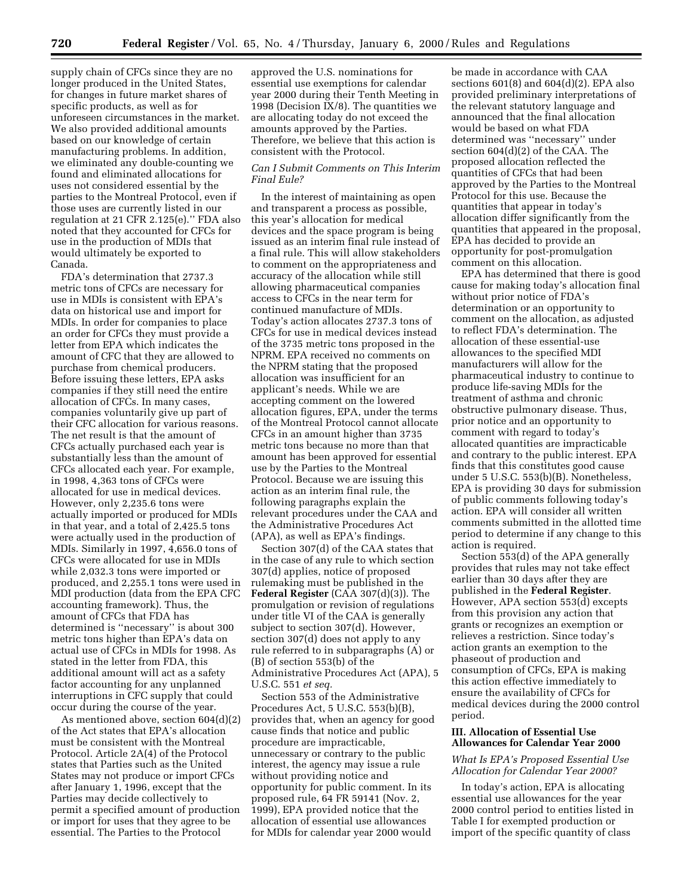supply chain of CFCs since they are no longer produced in the United States, for changes in future market shares of specific products, as well as for unforeseen circumstances in the market. We also provided additional amounts based on our knowledge of certain manufacturing problems. In addition, we eliminated any double-counting we found and eliminated allocations for uses not considered essential by the parties to the Montreal Protocol, even if those uses are currently listed in our regulation at 21 CFR 2.125(e).'' FDA also noted that they accounted for CFCs for use in the production of MDIs that would ultimately be exported to Canada.

FDA's determination that 2737.3 metric tons of CFCs are necessary for use in MDIs is consistent with EPA's data on historical use and import for MDIs. In order for companies to place an order for CFCs they must provide a letter from EPA which indicates the amount of CFC that they are allowed to purchase from chemical producers. Before issuing these letters, EPA asks companies if they still need the entire allocation of CFCs. In many cases, companies voluntarily give up part of their CFC allocation for various reasons. The net result is that the amount of CFCs actually purchased each year is substantially less than the amount of CFCs allocated each year. For example, in 1998, 4,363 tons of CFCs were allocated for use in medical devices. However, only 2,235.6 tons were actually imported or produced for MDIs in that year, and a total of 2,425.5 tons were actually used in the production of MDIs. Similarly in 1997, 4,656.0 tons of CFCs were allocated for use in MDIs while 2,032.3 tons were imported or produced, and 2,255.1 tons were used in MDI production (data from the EPA CFC accounting framework). Thus, the amount of CFCs that FDA has determined is ''necessary'' is about 300 metric tons higher than EPA's data on actual use of CFCs in MDIs for 1998. As stated in the letter from FDA, this additional amount will act as a safety factor accounting for any unplanned interruptions in CFC supply that could occur during the course of the year.

As mentioned above, section 604(d)(2) of the Act states that EPA's allocation must be consistent with the Montreal Protocol. Article 2A(4) of the Protocol states that Parties such as the United States may not produce or import CFCs after January 1, 1996, except that the Parties may decide collectively to permit a specified amount of production or import for uses that they agree to be essential. The Parties to the Protocol approved the U.S. nominations for essential use exemptions for calendar year 2000 during their Tenth Meeting in 1998 (Decision IX/8). The quantities we are allocating today do not exceed the amounts approved by the Parties. Therefore, we believe that this action is consistent with the Protocol.

*Can I Submit Comments on This Interim Final Eule?*

In the interest of maintaining as open and transparent a process as possible, this year's allocation for medical devices and the space program is being issued as an interim final rule instead of a final rule. This will allow stakeholders to comment on the appropriateness and accuracy of the allocation while still allowing pharmaceutical companies access to CFCs in the near term for continued manufacture of MDIs. Today's action allocates 2737.3 tons of CFCs for use in medical devices instead of the 3735 metric tons proposed in the NPRM. EPA received no comments on the NPRM stating that the proposed allocation was insufficient for an applicant's needs. While we are accepting comment on the lowered allocation figures, EPA, under the terms of the Montreal Protocol cannot allocate CFCs in an amount higher than 3735 metric tons because no more than that amount has been approved for essential use by the Parties to the Montreal Protocol. Because we are issuing this action as an interim final rule, the following paragraphs explain the relevant procedures under the CAA and the Administrative Procedures Act (APA), as well as EPA's findings.

Section 307(d) of the CAA states that in the case of any rule to which section 307(d) applies, notice of proposed rulemaking must be published in the **Federal Register** (CAA 307(d)(3)). The promulgation or revision of regulations under title VI of the CAA is generally subject to section 307(d). However, section 307(d) does not apply to any rule referred to in subparagraphs (A) or (B) of section 553(b) of the Administrative Procedures Act (APA), 5 U.S.C. 551 *et seq.*

Section 553 of the Administrative Procedures Act, 5 U.S.C. 553(b)(B), provides that, when an agency for good cause finds that notice and public procedure are impracticable, unnecessary or contrary to the public interest, the agency may issue a rule without providing notice and opportunity for public comment. In its proposed rule, 64 FR 59141 (Nov. 2, 1999), EPA provided notice that the allocation of essential use allowances for MDIs for calendar year 2000 would be made in accordance with CAA sections 601(8) and 604(d)(2). EPA also provided preliminary interpretations of the relevant statutory language and announced that the final allocation would be based on what FDA determined was ''necessary'' under section 604(d)(2) of the CAA. The proposed allocation reflected the quantities of CFCs that had been approved by the Parties to the Montreal Protocol for this use. Because the quantities that appear in today's allocation differ significantly from the quantities that appeared in the proposal, EPA has decided to provide an opportunity for post-promulgation comment on this allocation.

EPA has determined that there is good cause for making today's allocation final without prior notice of FDA's determination or an opportunity to comment on the allocation, as adjusted to reflect FDA's determination. The allocation of these essential-use allowances to the specified MDI manufacturers will allow for the pharmaceutical industry to continue to produce life-saving MDIs for the treatment of asthma and chronic obstructive pulmonary disease. Thus, prior notice and an opportunity to comment with regard to today's allocated quantities are impracticable and contrary to the public interest. EPA finds that this constitutes good cause under 5 U.S.C. 553(b)(B). Nonetheless, EPA is providing 30 days for submission of public comments following today's action. EPA will consider all written comments submitted in the allotted time period to determine if any change to this action is required.

Section 553(d) of the APA generally provides that rules may not take effect earlier than 30 days after they are published in the **Federal Register**. However, APA section 553(d) excepts from this provision any action that grants or recognizes an exemption or relieves a restriction. Since today's action grants an exemption to the phaseout of production and consumption of CFCs, EPA is making this action effective immediately to ensure the availability of CFCs for medical devices during the 2000 control period.

## III. Allocation of Essential Use Allowances for Calendar Year 2000

*What Is EPA's Proposed Essential Use Allocation for Calendar Year 2000?*

In today's action, EPA is allocating essential use allowances for the year 2000 control period to entities listed in Table I for exempted production or import of the specific quantity of class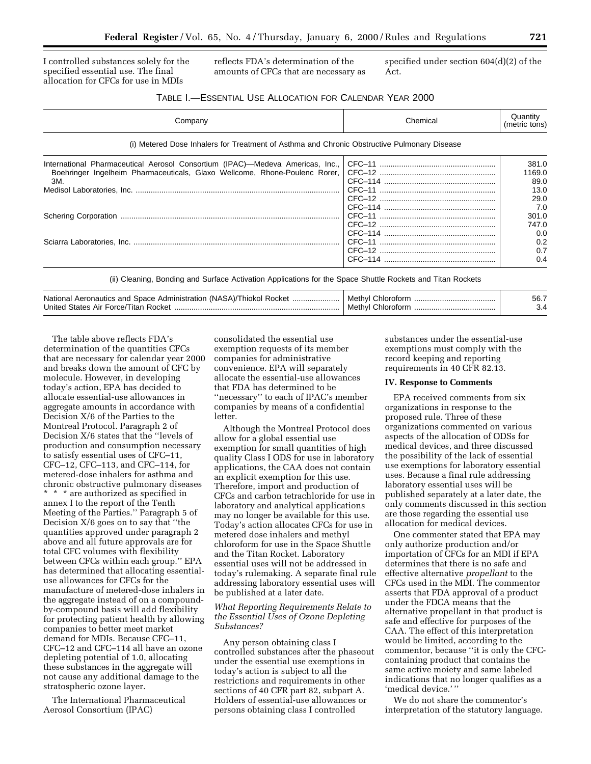I controlled substances solely for the specified essential use. The final allocation for CFCs for use in MDIs reflects FDA's determination of the amounts of CFCs that are necessary as specified under section 604(d)(2) of the Act.

TABLE I.—ESSENTIAL USE ALLOCATION FOR CALENDAR YEAR 2000

| Company | Chemical | Quantity (metric tons) |
|---|---|---|
| (i) Metered Dose Inhalers for Treatment of Asthma and Chronic Obstructive Pulmonary Disease | | |
| International Pharmaceutical Aerosol Consortium (IPAC)—Medeva Americas, Inc., Boehringer Ingelheim Pharmaceuticals, Glaxo Wellcome, Rhone-Poulenc Rorer, 3M. | CFC–11 | 381.0 |
| | CFC–12 | 1169.0 |
| | CFC–114 | 89.0 |
| Medisol Laboratories, Inc. | CFC–11 | 13.0 |
| | CFC–12 | 29.0 |
| | CFC–114 | 7.0 |
| Schering Corporation | CFC–11 | 301.0 |
| | CFC–12 | 747.0 |
| | CFC–114 | 0.0 |
| Sciarra Laboratories, Inc. | CFC–11 | 0.2 |
| | CFC–12 | 0.7 |
| | CFC–114 | 0.4 |
| (ii) Cleaning, Bonding and Surface Activation Applications for the Space Shuttle Rockets and Titan Rockets | | |
| National Aeronautics and Space Administration (NASA)/Thiokol Rocket | Methyl Chloroform | 56.7 |
| United States Air Force/Titan Rocket | Methyl Chloroform | 3.4 |

The table above reflects FDA's determination of the quantities CFCs that are necessary for calendar year 2000 and breaks down the amount of CFC by molecule. However, in developing today's action, EPA has decided to allocate essential-use allowances in aggregate amounts in accordance with Decision X/6 of the Parties to the Montreal Protocol. Paragraph 2 of Decision X/6 states that the "levels of production and consumption necessary to satisfy essential uses of CFC–11, CFC–12, CFC–113, and CFC–114, for metered-dose inhalers for asthma and chronic obstructive pulmonary diseases * * * are authorized as specified in annex I to the report of the Tenth Meeting of the Parties." Paragraph 5 of Decision X/6 goes on to say that "the quantities approved under paragraph 2 above and all future approvals are for total CFC volumes with flexibility between CFCs within each group." EPA has determined that allocating essential-use allowances for CFCs for the manufacture of metered-dose inhalers in the aggregate instead of on a compound-by-compound basis will add flexibility for protecting patient health by allowing companies to better meet market demand for MDIs. Because CFC–11, CFC–12 and CFC–114 all have an ozone depleting potential of 1.0, allocating these substances in the aggregate will not cause any additional damage to the stratospheric ozone layer.

The International Pharmaceutical Aerosol Consortium (IPAC) consolidated the essential use exemption requests of its member companies for administrative convenience. EPA will separately allocate the essential-use allowances that FDA has determined to be "necessary" to each of IPAC's member companies by means of a confidential letter.

Although the Montreal Protocol does allow for a global essential use exemption for small quantities of high quality Class I ODS for use in laboratory applications, the CAA does not contain an explicit exemption for this use. Therefore, import and production of CFCs and carbon tetrachloride for use in laboratory and analytical applications may no longer be available for this use. Today's action allocates CFCs for use in metered dose inhalers and methyl chloroform for use in the Space Shuttle and the Titan Rocket. Laboratory essential uses will not be addressed in today's rulemaking. A separate final rule addressing laboratory essential uses will be published at a later date.

*What Reporting Requirements Relate to the Essential Uses of Ozone Depleting Substances?*

Any person obtaining class I controlled substances after the phaseout under the essential use exemptions in today's action is subject to all the restrictions and requirements in other sections of 40 CFR part 82, subpart A. Holders of essential-use allowances or persons obtaining class I controlled substances under the essential-use exemptions must comply with the record keeping and reporting requirements in 40 CFR 82.13.

**IV. Response to Comments**

EPA received comments from six organizations in response to the proposed rule. Three of these organizations commented on various aspects of the allocation of ODSs for medical devices, and three discussed the possibility of the lack of essential use exemptions for laboratory essential uses. Because a final rule addressing laboratory essential uses will be published separately at a later date, the only comments discussed in this section are those regarding the essential use allocation for medical devices.

One commenter stated that EPA may only authorize production and/or importation of CFCs for an MDI if EPA determines that there is no safe and effective alternative *propellant* to the CFCs used in the MDI. The commentor asserts that FDA approval of a product under the FDCA means that the alternative propellant in that product is safe and effective for purposes of the CAA. The effect of this interpretation would be limited, according to the commentor, because "it is only the CFC-containing product that contains the same active moiety and same labeled indications that no longer qualifies as a 'medical device.' "

We do not share the commentor's interpretation of the statutory language.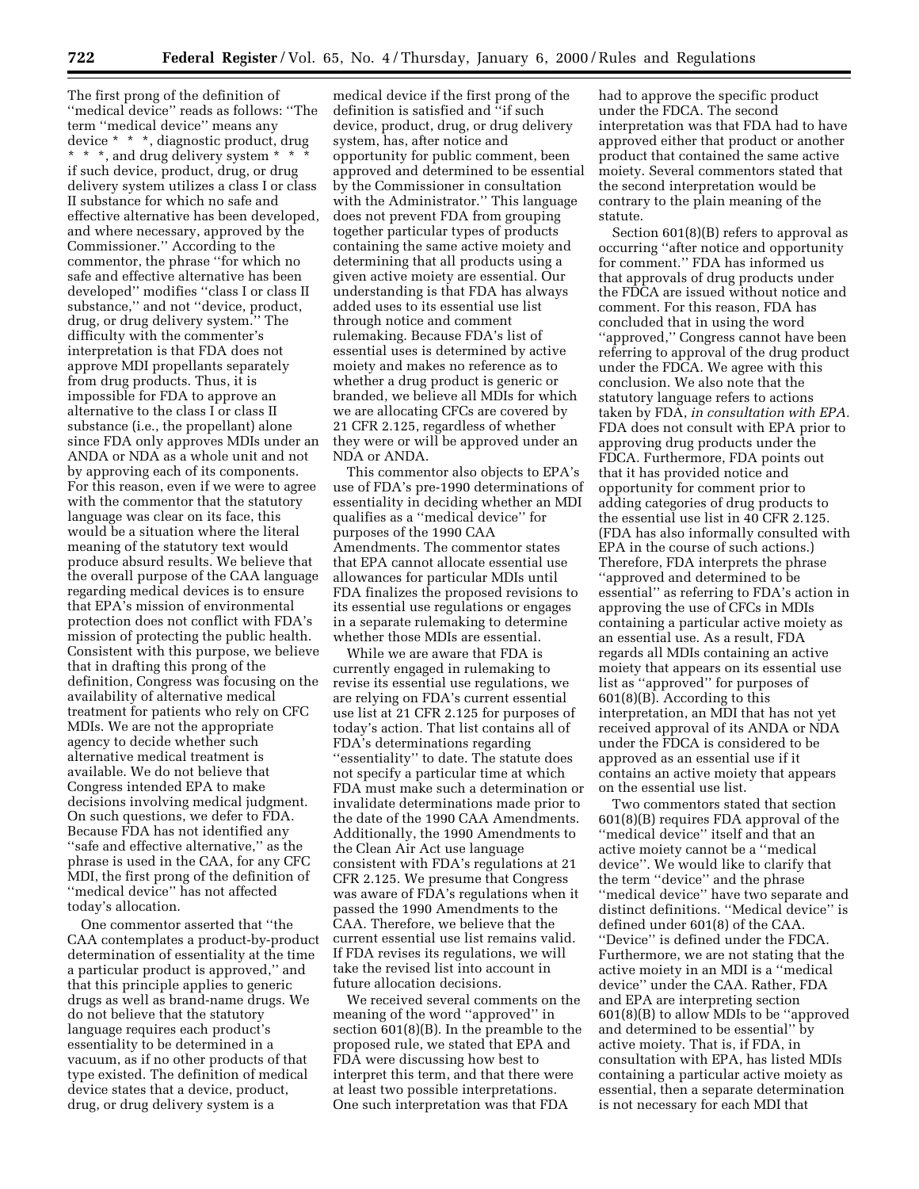The first prong of the definition of "medical device" reads as follows: "The term "medical device" means any device * * *, diagnostic product, drug * * *, and drug delivery system * * * if such device, product, drug, or drug delivery system utilizes a class I or class II substance for which no safe and effective alternative has been developed, and where necessary, approved by the Commissioner." According to the commentor, the phrase "for which no safe and effective alternative has been developed" modifies "class I or class II substance," and not "device, product, drug, or drug delivery system." The difficulty with the commenter's interpretation is that FDA does not approve MDI propellants separately from drug products. Thus, it is impossible for FDA to approve an alternative to the class I or class II substance (i.e., the propellant) alone since FDA only approves MDIs under an ANDA or NDA as a whole unit and not by approving each of its components. For this reason, even if we were to agree with the commentor that the statutory language was clear on its face, this would be a situation where the literal meaning of the statutory text would produce absurd results. We believe that the overall purpose of the CAA language regarding medical devices is to ensure that EPA's mission of environmental protection does not conflict with FDA's mission of protecting the public health. Consistent with this purpose, we believe that in drafting this prong of the definition, Congress was focusing on the availability of alternative medical treatment for patients who rely on CFC MDIs. We are not the appropriate agency to decide whether such alternative medical treatment is available. We do not believe that Congress intended EPA to make decisions involving medical judgment. On such questions, we defer to FDA. Because FDA has not identified any "safe and effective alternative," as the phrase is used in the CAA, for any CFC MDI, the first prong of the definition of "medical device" has not affected today's allocation.

One commentor asserted that "the CAA contemplates a product-by-product determination of essentiality at the time a particular product is approved," and that this principle applies to generic drugs as well as brand-name drugs. We do not believe that the statutory language requires each product's essentiality to be determined in a vacuum, as if no other products of that type existed. The definition of medical device states that a device, product, drug, or drug delivery system is a medical device if the first prong of the definition is satisfied and "if such device, product, drug, or drug delivery system, has, after notice and opportunity for public comment, been approved and determined to be essential by the Commissioner in consultation with the Administrator." This language does not prevent FDA from grouping together particular types of products containing the same active moiety and determining that all products using a given active moiety are essential. Our understanding is that FDA has always added uses to its essential use list through notice and comment rulemaking. Because FDA's list of essential uses is determined by active moiety and makes no reference as to whether a drug product is generic or branded, we believe all MDIs for which we are allocating CFCs are covered by 21 CFR 2.125, regardless of whether they were or will be approved under an NDA or ANDA.

This commentor also objects to EPA's use of FDA's pre-1990 determinations of essentiality in deciding whether an MDI qualifies as a "medical device" for purposes of the 1990 CAA Amendments. The commentor states that EPA cannot allocate essential use allowances for particular MDIs until FDA finalizes the proposed revisions to its essential use regulations or engages in a separate rulemaking to determine whether those MDIs are essential.

While we are aware that FDA is currently engaged in rulemaking to revise its essential use regulations, we are relying on FDA's current essential use list at 21 CFR 2.125 for purposes of today's action. That list contains all of FDA's determinations regarding "essentiality" to date. The statute does not specify a particular time at which FDA must make such a determination or invalidate determinations made prior to the date of the 1990 CAA Amendments. Additionally, the 1990 Amendments to the Clean Air Act use language consistent with FDA's regulations at 21 CFR 2.125. We presume that Congress was aware of FDA's regulations when it passed the 1990 Amendments to the CAA. Therefore, we believe that the current essential use list remains valid. If FDA revises its regulations, we will take the revised list into account in future allocation decisions.

We received several comments on the meaning of the word "approved" in section 601(8)(B). In the preamble to the proposed rule, we stated that EPA and FDA were discussing how best to interpret this term, and that there were at least two possible interpretations. One such interpretation was that FDA had to approve the specific product under the FDCA. The second interpretation was that FDA had to have approved either that product or another product that contained the same active moiety. Several commentors stated that the second interpretation would be contrary to the plain meaning of the statute.

Section 601(8)(B) refers to approval as occurring "after notice and opportunity for comment." FDA has informed us that approvals of drug products under the FDCA are issued without notice and comment. For this reason, FDA has concluded that in using the word "approved," Congress cannot have been referring to approval of the drug product under the FDCA. We agree with this conclusion. We also note that the statutory language refers to actions taken by FDA, *in consultation with EPA.* FDA does not consult with EPA prior to approving drug products under the FDCA. Furthermore, FDA points out that it has provided notice and opportunity for comment prior to adding categories of drug products to the essential use list in 40 CFR 2.125. (FDA has also informally consulted with EPA in the course of such actions.) Therefore, FDA interprets the phrase "approved and determined to be essential" as referring to FDA's action in approving the use of CFCs in MDIs containing a particular active moiety as an essential use. As a result, FDA regards all MDIs containing an active moiety that appears on its essential use list as "approved" for purposes of 601(8)(B). According to this interpretation, an MDI that has not yet received approval of its ANDA or NDA under the FDCA is considered to be approved as an essential use if it contains an active moiety that appears on the essential use list.

Two commentors stated that section 601(8)(B) requires FDA approval of the "medical device" itself and that an active moiety cannot be a "medical device". We would like to clarify that the term "device" and the phrase "medical device" have two separate and distinct definitions. "Medical device" is defined under 601(8) of the CAA. "Device" is defined under the FDCA. Furthermore, we are not stating that the active moiety in an MDI is a "medical device" under the CAA. Rather, FDA and EPA are interpreting section 601(8)(B) to allow MDIs to be "approved and determined to be essential" by active moiety. That is, if FDA, in consultation with EPA, has listed MDIs containing a particular active moiety as essential, then a separate determination is not necessary for each MDI that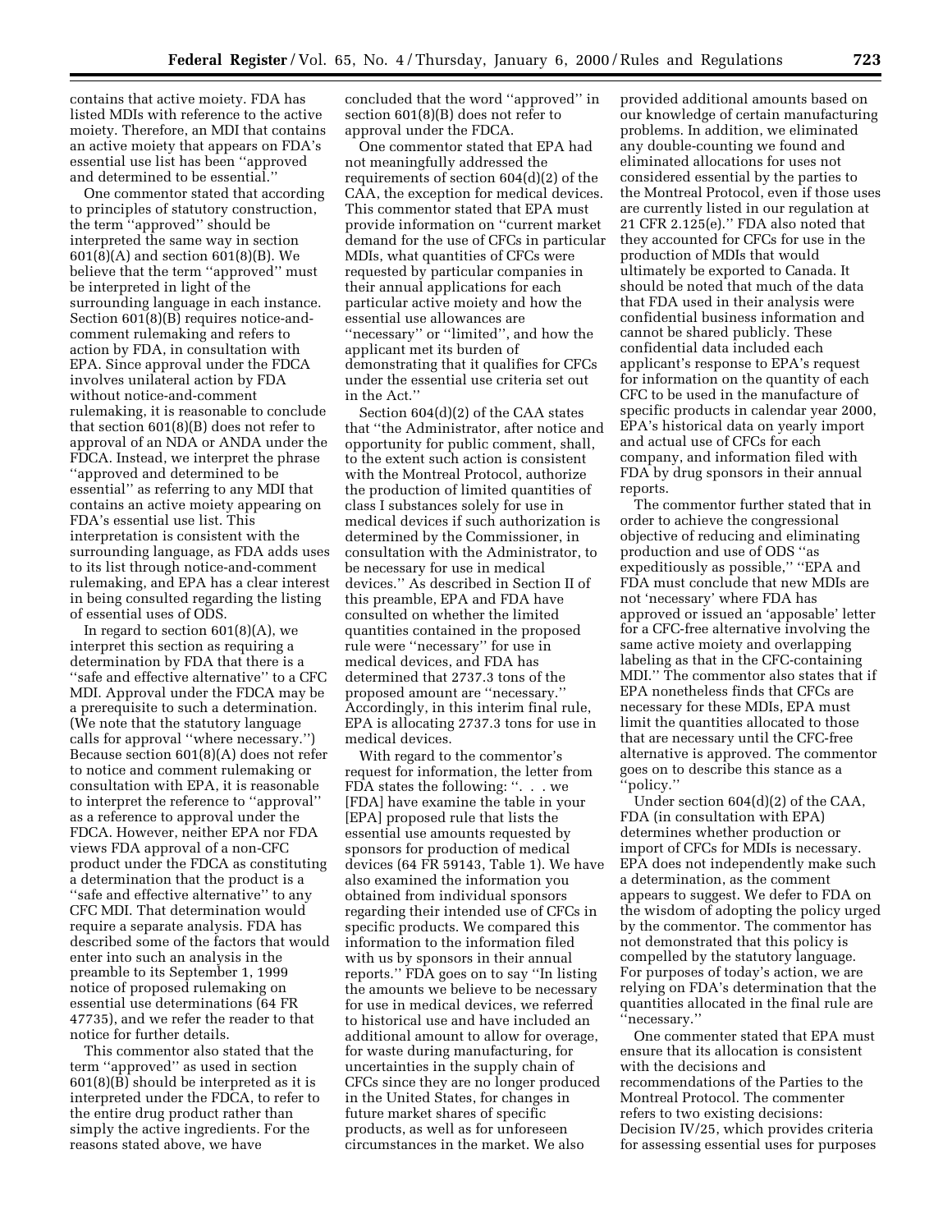contains that active moiety. FDA has listed MDIs with reference to the active moiety. Therefore, an MDI that contains an active moiety that appears on FDA's essential use list has been ''approved and determined to be essential.''

One commentor stated that according to principles of statutory construction, the term ''approved'' should be interpreted the same way in section 601(8)(A) and section 601(8)(B). We believe that the term ''approved'' must be interpreted in light of the surrounding language in each instance. Section 601(8)(B) requires notice-and-comment rulemaking and refers to action by FDA, in consultation with EPA. Since approval under the FDCA involves unilateral action by FDA without notice-and-comment rulemaking, it is reasonable to conclude that section 601(8)(B) does not refer to approval of an NDA or ANDA under the FDCA. Instead, we interpret the phrase ''approved and determined to be essential'' as referring to any MDI that contains an active moiety appearing on FDA's essential use list. This interpretation is consistent with the surrounding language, as FDA adds uses to its list through notice-and-comment rulemaking, and EPA has a clear interest in being consulted regarding the listing of essential uses of ODS.

In regard to section 601(8)(A), we interpret this section as requiring a determination by FDA that there is a ''safe and effective alternative'' to a CFC MDI. Approval under the FDCA may be a prerequisite to such a determination. (We note that the statutory language calls for approval ''where necessary.'') Because section 601(8)(A) does not refer to notice and comment rulemaking or consultation with EPA, it is reasonable to interpret the reference to ''approval'' as a reference to approval under the FDCA. However, neither EPA nor FDA views FDA approval of a non-CFC product under the FDCA as constituting a determination that the product is a ''safe and effective alternative'' to any CFC MDI. That determination would require a separate analysis. FDA has described some of the factors that would enter into such an analysis in the preamble to its September 1, 1999 notice of proposed rulemaking on essential use determinations (64 FR 47735), and we refer the reader to that notice for further details.

This commentor also stated that the term ''approved'' as used in section 601(8)(B) should be interpreted as it is interpreted under the FDCA, to refer to the entire drug product rather than simply the active ingredients. For the reasons stated above, we have concluded that the word ''approved'' in section 601(8)(B) does not refer to approval under the FDCA.

One commentor stated that EPA had not meaningfully addressed the requirements of section 604(d)(2) of the CAA, the exception for medical devices. This commentor stated that EPA must provide information on ''current market demand for the use of CFCs in particular MDIs, what quantities of CFCs were requested by particular companies in their annual applications for each particular active moiety and how the essential use allowances are ''necessary'' or ''limited'', and how the applicant met its burden of demonstrating that it qualifies for CFCs under the essential use criteria set out in the Act.''

Section 604(d)(2) of the CAA states that ''the Administrator, after notice and opportunity for public comment, shall, to the extent such action is consistent with the Montreal Protocol, authorize the production of limited quantities of class I substances solely for use in medical devices if such authorization is determined by the Commissioner, in consultation with the Administrator, to be necessary for use in medical devices.'' As described in Section II of this preamble, EPA and FDA have consulted on whether the limited quantities contained in the proposed rule were ''necessary'' for use in medical devices, and FDA has determined that 2737.3 tons of the proposed amount are ''necessary.'' Accordingly, in this interim final rule, EPA is allocating 2737.3 tons for use in medical devices.

With regard to the commentor's request for information, the letter from FDA states the following: ''. . . we [FDA] have examine the table in your [EPA] proposed rule that lists the essential use amounts requested by sponsors for production of medical devices (64 FR 59143, Table 1). We have also examined the information you obtained from individual sponsors regarding their intended use of CFCs in specific products. We compared this information to the information filed with us by sponsors in their annual reports.'' FDA goes on to say ''In listing the amounts we believe to be necessary for use in medical devices, we referred to historical use and have included an additional amount to allow for overage, for waste during manufacturing, for uncertainties in the supply chain of CFCs since they are no longer produced in the United States, for changes in future market shares of specific products, as well as for unforeseen circumstances in the market. We also provided additional amounts based on our knowledge of certain manufacturing problems. In addition, we eliminated any double-counting we found and eliminated allocations for uses not considered essential by the parties to the Montreal Protocol, even if those uses are currently listed in our regulation at 21 CFR 2.125(e).'' FDA also noted that they accounted for CFCs for use in the production of MDIs that would ultimately be exported to Canada. It should be noted that much of the data that FDA used in their analysis were confidential business information and cannot be shared publicly. These confidential data included each applicant's response to EPA's request for information on the quantity of each CFC to be used in the manufacture of specific products in calendar year 2000, EPA's historical data on yearly import and actual use of CFCs for each company, and information filed with FDA by drug sponsors in their annual reports.

The commentor further stated that in order to achieve the congressional objective of reducing and eliminating production and use of ODS ''as expeditiously as possible,'' ''EPA and FDA must conclude that new MDIs are not 'necessary' where FDA has approved or issued an 'apposable' letter for a CFC-free alternative involving the same active moiety and overlapping labeling as that in the CFC-containing MDI.'' The commentor also states that if EPA nonetheless finds that CFCs are necessary for these MDIs, EPA must limit the quantities allocated to those that are necessary until the CFC-free alternative is approved. The commentor goes on to describe this stance as a ''policy.''

Under section 604(d)(2) of the CAA, FDA (in consultation with EPA) determines whether production or import of CFCs for MDIs is necessary. EPA does not independently make such a determination, as the comment appears to suggest. We defer to FDA on the wisdom of adopting the policy urged by the commentor. The commentor has not demonstrated that this policy is compelled by the statutory language. For purposes of today's action, we are relying on FDA's determination that the quantities allocated in the final rule are ''necessary.''

One commenter stated that EPA must ensure that its allocation is consistent with the decisions and recommendations of the Parties to the Montreal Protocol. The commenter refers to two existing decisions: Decision IV/25, which provides criteria for assessing essential uses for purposes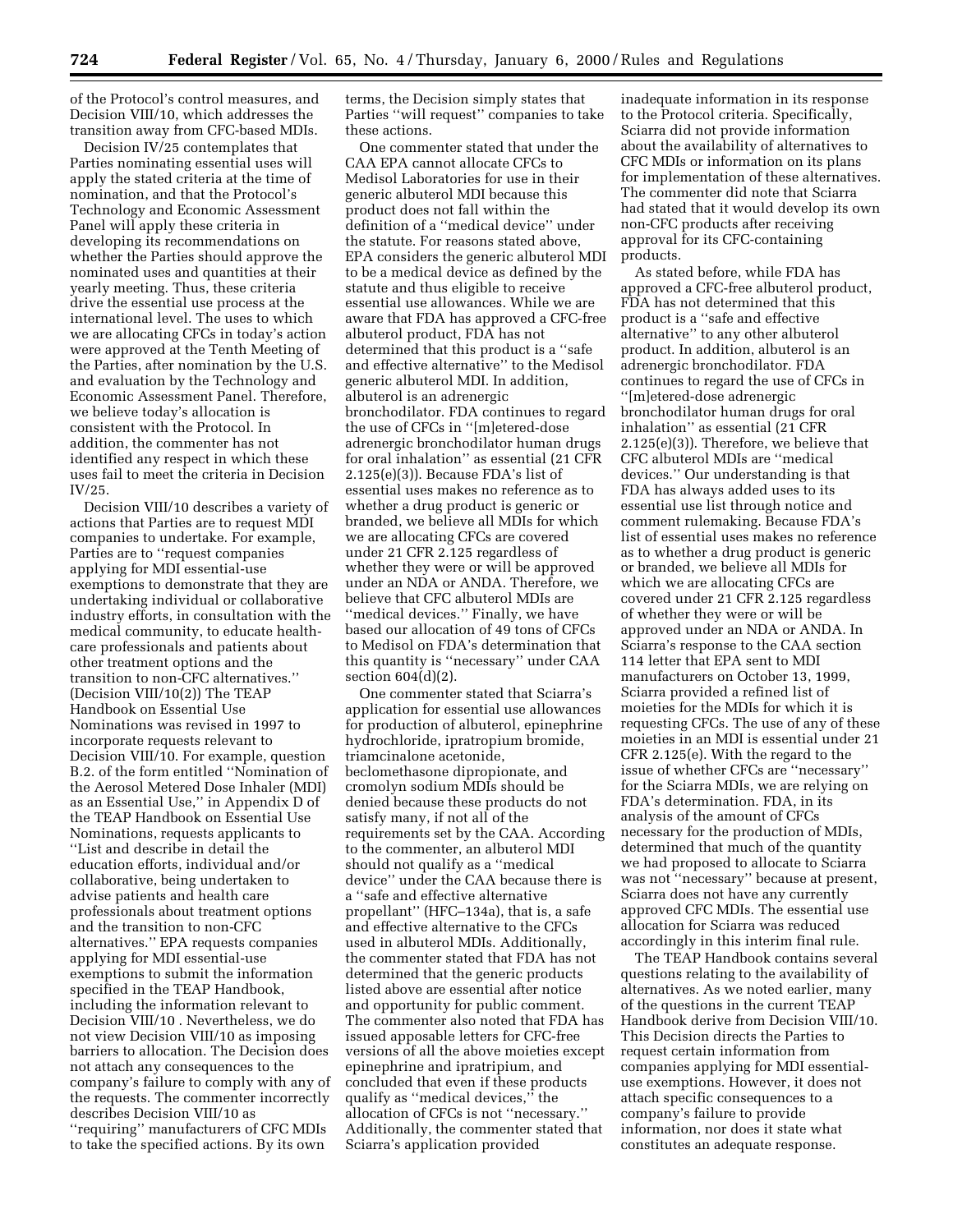of the Protocol's control measures, and Decision VIII/10, which addresses the transition away from CFC-based MDIs.

Decision IV/25 contemplates that Parties nominating essential uses will apply the stated criteria at the time of nomination, and that the Protocol's Technology and Economic Assessment Panel will apply these criteria in developing its recommendations on whether the Parties should approve the nominated uses and quantities at their yearly meeting. Thus, these criteria drive the essential use process at the international level. The uses to which we are allocating CFCs in today's action were approved at the Tenth Meeting of the Parties, after nomination by the U.S. and evaluation by the Technology and Economic Assessment Panel. Therefore, we believe today's allocation is consistent with the Protocol. In addition, the commenter has not identified any respect in which these uses fail to meet the criteria in Decision IV/25.

Decision VIII/10 describes a variety of actions that Parties are to request MDI companies to undertake. For example, Parties are to "request companies applying for MDI essential-use exemptions to demonstrate that they are undertaking individual or collaborative industry efforts, in consultation with the medical community, to educate health-care professionals and patients about other treatment options and the transition to non-CFC alternatives." (Decision VIII/10(2)) The TEAP Handbook on Essential Use Nominations was revised in 1997 to incorporate requests relevant to Decision VIII/10. For example, question B.2. of the form entitled "Nomination of the Aerosol Metered Dose Inhaler (MDI) as an Essential Use," in Appendix D of the TEAP Handbook on Essential Use Nominations, requests applicants to "List and describe in detail the education efforts, individual and/or collaborative, being undertaken to advise patients and health care professionals about treatment options and the transition to non-CFC alternatives." EPA requests companies applying for MDI essential-use exemptions to submit the information specified in the TEAP Handbook, including the information relevant to Decision VIII/10 . Nevertheless, we do not view Decision VIII/10 as imposing barriers to allocation. The Decision does not attach any consequences to the company's failure to comply with any of the requests. The commenter incorrectly describes Decision VIII/10 as "requiring" manufacturers of CFC MDIs to take the specified actions. By its own terms, the Decision simply states that Parties "will request" companies to take these actions.

One commenter stated that under the CAA EPA cannot allocate CFCs to Medisol Laboratories for use in their generic albuterol MDI because this product does not fall within the definition of a "medical device" under the statute. For reasons stated above, EPA considers the generic albuterol MDI to be a medical device as defined by the statute and thus eligible to receive essential use allowances. While we are aware that FDA has approved a CFC-free albuterol product, FDA has not determined that this product is a "safe and effective alternative" to the Medisol generic albuterol MDI. In addition, albuterol is an adrenergic bronchodilator. FDA continues to regard the use of CFCs in "[m]etered-dose adrenergic bronchodilator human drugs for oral inhalation" as essential (21 CFR 2.125(e)(3)). Because FDA's list of essential uses makes no reference as to whether a drug product is generic or branded, we believe all MDIs for which we are allocating CFCs are covered under 21 CFR 2.125 regardless of whether they were or will be approved under an NDA or ANDA. Therefore, we believe that CFC albuterol MDIs are "medical devices." Finally, we have based our allocation of 49 tons of CFCs to Medisol on FDA's determination that this quantity is "necessary" under CAA section 604(d)(2).

One commenter stated that Sciarra's application for essential use allowances for production of albuterol, epinephrine hydrochloride, ipratropium bromide, triamcinalone acetonide, beclomethasone dipropionate, and cromolyn sodium MDIs should be denied because these products do not satisfy many, if not all of the requirements set by the CAA. According to the commenter, an albuterol MDI should not qualify as a "medical device" under the CAA because there is a "safe and effective alternative propellant" (HFC–134a), that is, a safe and effective alternative to the CFCs used in albuterol MDIs. Additionally, the commenter stated that FDA has not determined that the generic products listed above are essential after notice and opportunity for public comment. The commenter also noted that FDA has issued apposable letters for CFC-free versions of all the above moieties except epinephrine and ipratripium, and concluded that even if these products qualify as "medical devices," the allocation of CFCs is not "necessary." Additionally, the commenter stated that Sciarra's application provided inadequate information in its response to the Protocol criteria. Specifically, Sciarra did not provide information about the availability of alternatives to CFC MDIs or information on its plans for implementation of these alternatives. The commenter did note that Sciarra had stated that it would develop its own non-CFC products after receiving approval for its CFC-containing products.

As stated before, while FDA has approved a CFC-free albuterol product, FDA has not determined that this product is a "safe and effective alternative" to any other albuterol product. In addition, albuterol is an adrenergic bronchodilator. FDA continues to regard the use of CFCs in "[m]etered-dose adrenergic bronchodilator human drugs for oral inhalation" as essential (21 CFR 2.125(e)(3)). Therefore, we believe that CFC albuterol MDIs are "medical devices." Our understanding is that FDA has always added uses to its essential use list through notice and comment rulemaking. Because FDA's list of essential uses makes no reference as to whether a drug product is generic or branded, we believe all MDIs for which we are allocating CFCs are covered under 21 CFR 2.125 regardless of whether they were or will be approved under an NDA or ANDA. In Sciarra's response to the CAA section 114 letter that EPA sent to MDI manufacturers on October 13, 1999, Sciarra provided a refined list of moieties for the MDIs for which it is requesting CFCs. The use of any of these moieties in an MDI is essential under 21 CFR 2.125(e). With the regard to the issue of whether CFCs are "necessary" for the Sciarra MDIs, we are relying on FDA's determination. FDA, in its analysis of the amount of CFCs necessary for the production of MDIs, determined that much of the quantity we had proposed to allocate to Sciarra was not "necessary" because at present, Sciarra does not have any currently approved CFC MDIs. The essential use allocation for Sciarra was reduced accordingly in this interim final rule.

The TEAP Handbook contains several questions relating to the availability of alternatives. As we noted earlier, many of the questions in the current TEAP Handbook derive from Decision VIII/10. This Decision directs the Parties to request certain information from companies applying for MDI essential-use exemptions. However, it does not attach specific consequences to a company's failure to provide information, nor does it state what constitutes an adequate response.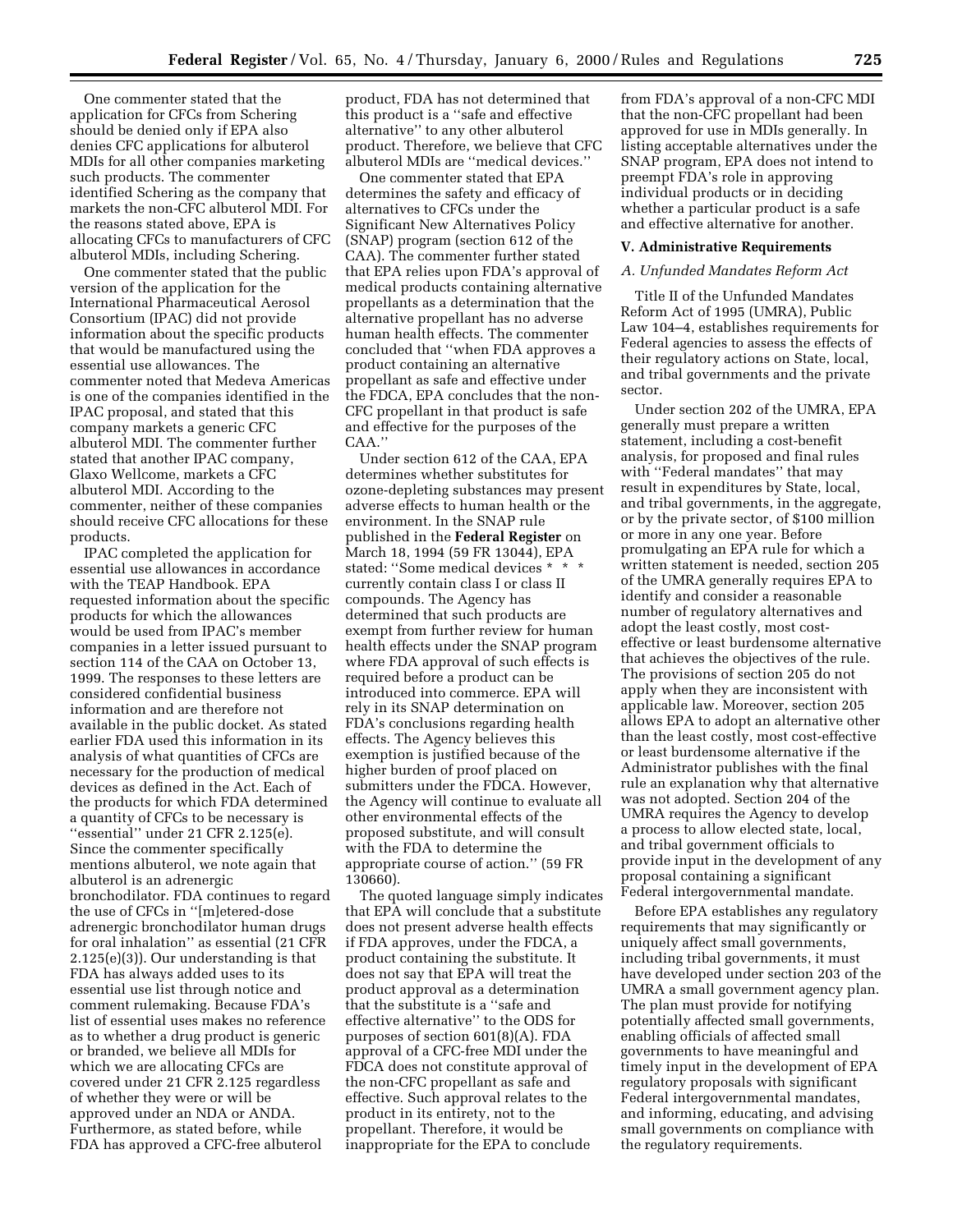One commenter stated that the application for CFCs from Schering should be denied only if EPA also denies CFC applications for albuterol MDIs for all other companies marketing such products. The commenter identified Schering as the company that markets the non-CFC albuterol MDI. For the reasons stated above, EPA is allocating CFCs to manufacturers of CFC albuterol MDIs, including Schering.

One commenter stated that the public version of the application for the International Pharmaceutical Aerosol Consortium (IPAC) did not provide information about the specific products that would be manufactured using the essential use allowances. The commenter noted that Medeva Americas is one of the companies identified in the IPAC proposal, and stated that this company markets a generic CFC albuterol MDI. The commenter further stated that another IPAC company, Glaxo Wellcome, markets a CFC albuterol MDI. According to the commenter, neither of these companies should receive CFC allocations for these products.

IPAC completed the application for essential use allowances in accordance with the TEAP Handbook. EPA requested information about the specific products for which the allowances would be used from IPAC's member companies in a letter issued pursuant to section 114 of the CAA on October 13, 1999. The responses to these letters are considered confidential business information and are therefore not available in the public docket. As stated earlier FDA used this information in its analysis of what quantities of CFCs are necessary for the production of medical devices as defined in the Act. Each of the products for which FDA determined a quantity of CFCs to be necessary is ''essential'' under 21 CFR 2.125(e). Since the commenter specifically mentions albuterol, we note again that albuterol is an adrenergic bronchodilator. FDA continues to regard the use of CFCs in ''[m]etered-dose adrenergic bronchodilator human drugs for oral inhalation'' as essential (21 CFR 2.125(e)(3)). Our understanding is that FDA has always added uses to its essential use list through notice and comment rulemaking. Because FDA's list of essential uses makes no reference as to whether a drug product is generic or branded, we believe all MDIs for which we are allocating CFCs are covered under 21 CFR 2.125 regardless of whether they were or will be approved under an NDA or ANDA. Furthermore, as stated before, while FDA has approved a CFC-free albuterol product, FDA has not determined that this product is a ''safe and effective alternative'' to any other albuterol product. Therefore, we believe that CFC albuterol MDIs are ''medical devices.''

One commenter stated that EPA determines the safety and efficacy of alternatives to CFCs under the Significant New Alternatives Policy (SNAP) program (section 612 of the CAA). The commenter further stated that EPA relies upon FDA's approval of medical products containing alternative propellants as a determination that the alternative propellant has no adverse human health effects. The commenter concluded that ''when FDA approves a product containing an alternative propellant as safe and effective under the FDCA, EPA concludes that the non-CFC propellant in that product is safe and effective for the purposes of the CAA.''

Under section 612 of the CAA, EPA determines whether substitutes for ozone-depleting substances may present adverse effects to human health or the environment. In the SNAP rule published in the **Federal Register** on March 18, 1994 (59 FR 13044), EPA stated: ''Some medical devices * * * currently contain class I or class II compounds. The Agency has determined that such products are exempt from further review for human health effects under the SNAP program where FDA approval of such effects is required before a product can be introduced into commerce. EPA will rely in its SNAP determination on FDA's conclusions regarding health effects. The Agency believes this exemption is justified because of the higher burden of proof placed on submitters under the FDCA. However, the Agency will continue to evaluate all other environmental effects of the proposed substitute, and will consult with the FDA to determine the appropriate course of action.'' (59 FR 130660).

The quoted language simply indicates that EPA will conclude that a substitute does not present adverse health effects if FDA approves, under the FDCA, a product containing the substitute. It does not say that EPA will treat the product approval as a determination that the substitute is a ''safe and effective alternative'' to the ODS for purposes of section 601(8)(A). FDA approval of a CFC-free MDI under the FDCA does not constitute approval of the non-CFC propellant as safe and effective. Such approval relates to the product in its entirety, not to the propellant. Therefore, it would be inappropriate for the EPA to conclude from FDA's approval of a non-CFC MDI that the non-CFC propellant had been approved for use in MDIs generally. In listing acceptable alternatives under the SNAP program, EPA does not intend to preempt FDA's role in approving individual products or in deciding whether a particular product is a safe and effective alternative for another.

## V. Administrative Requirements

### *A. Unfunded Mandates Reform Act*

Title II of the Unfunded Mandates Reform Act of 1995 (UMRA), Public Law 104–4, establishes requirements for Federal agencies to assess the effects of their regulatory actions on State, local, and tribal governments and the private sector.

Under section 202 of the UMRA, EPA generally must prepare a written statement, including a cost-benefit analysis, for proposed and final rules with ''Federal mandates'' that may result in expenditures by State, local, and tribal governments, in the aggregate, or by the private sector, of $100 million or more in any one year. Before promulgating an EPA rule for which a written statement is needed, section 205 of the UMRA generally requires EPA to identify and consider a reasonable number of regulatory alternatives and adopt the least costly, most cost-effective or least burdensome alternative that achieves the objectives of the rule. The provisions of section 205 do not apply when they are inconsistent with applicable law. Moreover, section 205 allows EPA to adopt an alternative other than the least costly, most cost-effective or least burdensome alternative if the Administrator publishes with the final rule an explanation why that alternative was not adopted. Section 204 of the UMRA requires the Agency to develop a process to allow elected state, local, and tribal government officials to provide input in the development of any proposal containing a significant Federal intergovernmental mandate.

Before EPA establishes any regulatory requirements that may significantly or uniquely affect small governments, including tribal governments, it must have developed under section 203 of the UMRA a small government agency plan. The plan must provide for notifying potentially affected small governments, enabling officials of affected small governments to have meaningful and timely input in the development of EPA regulatory proposals with significant Federal intergovernmental mandates, and informing, educating, and advising small governments on compliance with the regulatory requirements.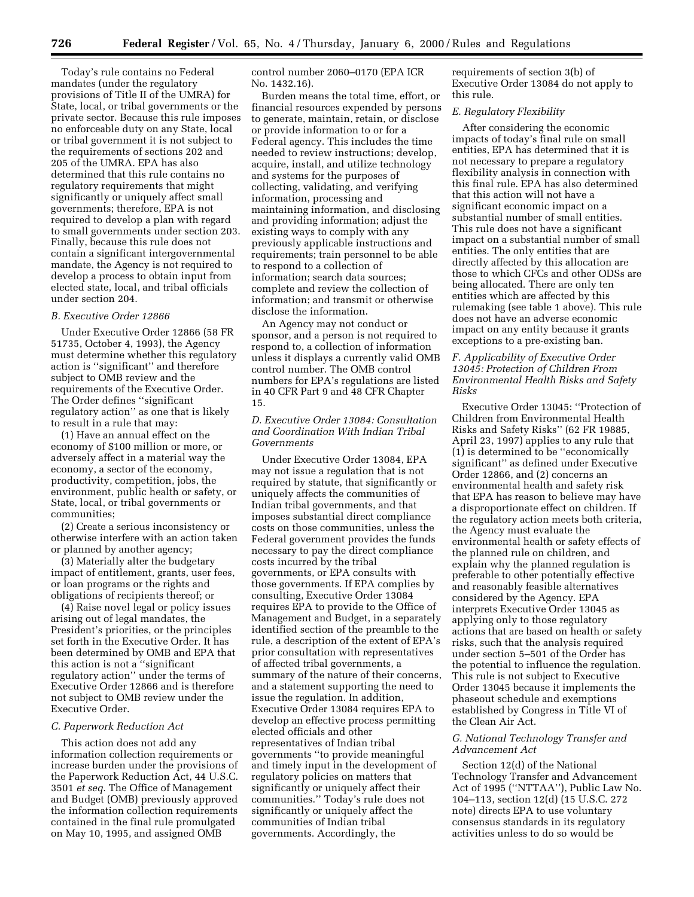Today's rule contains no Federal mandates (under the regulatory provisions of Title II of the UMRA) for State, local, or tribal governments or the private sector. Because this rule imposes no enforceable duty on any State, local or tribal government it is not subject to the requirements of sections 202 and 205 of the UMRA. EPA has also determined that this rule contains no regulatory requirements that might significantly or uniquely affect small governments; therefore, EPA is not required to develop a plan with regard to small governments under section 203. Finally, because this rule does not contain a significant intergovernmental mandate, the Agency is not required to develop a process to obtain input from elected state, local, and tribal officials under section 204.

### B. Executive Order 12866

Under Executive Order 12866 (58 FR 51735, October 4, 1993), the Agency must determine whether this regulatory action is ''significant'' and therefore subject to OMB review and the requirements of the Executive Order. The Order defines ''significant regulatory action'' as one that is likely to result in a rule that may:

(1) Have an annual effect on the economy of $100 million or more, or adversely affect in a material way the economy, a sector of the economy, productivity, competition, jobs, the environment, public health or safety, or State, local, or tribal governments or communities;

(2) Create a serious inconsistency or otherwise interfere with an action taken or planned by another agency;

(3) Materially alter the budgetary impact of entitlement, grants, user fees, or loan programs or the rights and obligations of recipients thereof; or

(4) Raise novel legal or policy issues arising out of legal mandates, the President's priorities, or the principles set forth in the Executive Order. It has been determined by OMB and EPA that this action is not a ''significant regulatory action'' under the terms of Executive Order 12866 and is therefore not subject to OMB review under the Executive Order.

### C. Paperwork Reduction Act

This action does not add any information collection requirements or increase burden under the provisions of the Paperwork Reduction Act, 44 U.S.C. 3501 *et seq.* The Office of Management and Budget (OMB) previously approved the information collection requirements contained in the final rule promulgated on May 10, 1995, and assigned OMB control number 2060–0170 (EPA ICR No. 1432.16).

Burden means the total time, effort, or financial resources expended by persons to generate, maintain, retain, or disclose or provide information to or for a Federal agency. This includes the time needed to review instructions; develop, acquire, install, and utilize technology and systems for the purposes of collecting, validating, and verifying information, processing and maintaining information, and disclosing and providing information; adjust the existing ways to comply with any previously applicable instructions and requirements; train personnel to be able to respond to a collection of information; search data sources; complete and review the collection of information; and transmit or otherwise disclose the information.

An Agency may not conduct or sponsor, and a person is not required to respond to, a collection of information unless it displays a currently valid OMB control number. The OMB control numbers for EPA's regulations are listed in 40 CFR Part 9 and 48 CFR Chapter 15.

### D. Executive Order 13084: Consultation and Coordination With Indian Tribal Governments

Under Executive Order 13084, EPA may not issue a regulation that is not required by statute, that significantly or uniquely affects the communities of Indian tribal governments, and that imposes substantial direct compliance costs on those communities, unless the Federal government provides the funds necessary to pay the direct compliance costs incurred by the tribal governments, or EPA consults with those governments. If EPA complies by consulting, Executive Order 13084 requires EPA to provide to the Office of Management and Budget, in a separately identified section of the preamble to the rule, a description of the extent of EPA's prior consultation with representatives of affected tribal governments, a summary of the nature of their concerns, and a statement supporting the need to issue the regulation. In addition, Executive Order 13084 requires EPA to develop an effective process permitting elected officials and other representatives of Indian tribal governments ''to provide meaningful and timely input in the development of regulatory policies on matters that significantly or uniquely affect their communities.'' Today's rule does not significantly or uniquely affect the communities of Indian tribal governments. Accordingly, the requirements of section 3(b) of Executive Order 13084 do not apply to this rule.

### E. Regulatory Flexibility

After considering the economic impacts of today's final rule on small entities, EPA has determined that it is not necessary to prepare a regulatory flexibility analysis in connection with this final rule. EPA has also determined that this action will not have a significant economic impact on a substantial number of small entities. This rule does not have a significant impact on a substantial number of small entities. The only entities that are directly affected by this allocation are those to which CFCs and other ODSs are being allocated. There are only ten entities which are affected by this rulemaking (see table 1 above). This rule does not have an adverse economic impact on any entity because it grants exceptions to a pre-existing ban.

### F. Applicability of Executive Order 13045: Protection of Children From Environmental Health Risks and Safety Risks

Executive Order 13045: ''Protection of Children from Environmental Health Risks and Safety Risks'' (62 FR 19885, April 23, 1997) applies to any rule that (1) is determined to be ''economically significant'' as defined under Executive Order 12866, and (2) concerns an environmental health and safety risk that EPA has reason to believe may have a disproportionate effect on children. If the regulatory action meets both criteria, the Agency must evaluate the environmental health or safety effects of the planned rule on children, and explain why the planned regulation is preferable to other potentially effective and reasonably feasible alternatives considered by the Agency. EPA interprets Executive Order 13045 as applying only to those regulatory actions that are based on health or safety risks, such that the analysis required under section 5–501 of the Order has the potential to influence the regulation. This rule is not subject to Executive Order 13045 because it implements the phaseout schedule and exemptions established by Congress in Title VI of the Clean Air Act.

### G. National Technology Transfer and Advancement Act

Section 12(d) of the National Technology Transfer and Advancement Act of 1995 (''NTTAA''), Public Law No. 104–113, section 12(d) (15 U.S.C. 272 note) directs EPA to use voluntary consensus standards in its regulatory activities unless to do so would be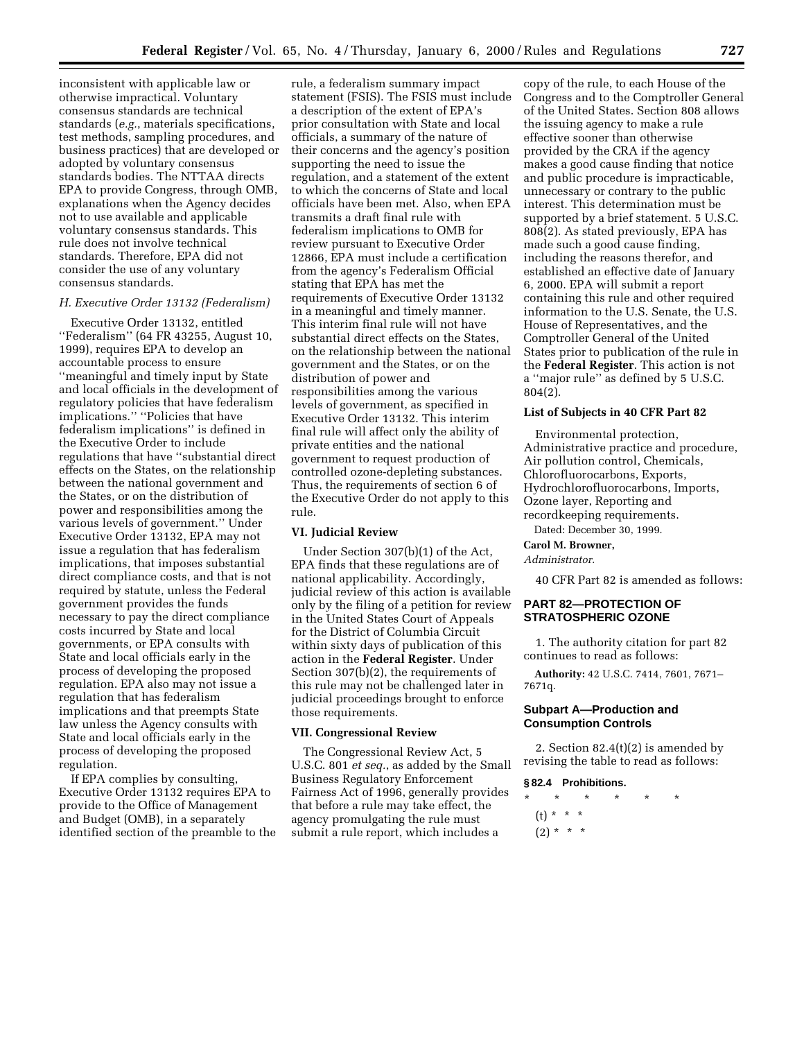inconsistent with applicable law or otherwise impractical. Voluntary consensus standards are technical standards (*e.g.*, materials specifications, test methods, sampling procedures, and business practices) that are developed or adopted by voluntary consensus standards bodies. The NTTAA directs EPA to provide Congress, through OMB, explanations when the Agency decides not to use available and applicable voluntary consensus standards. This rule does not involve technical standards. Therefore, EPA did not consider the use of any voluntary consensus standards.

### *H. Executive Order 13132 (Federalism)*

Executive Order 13132, entitled ''Federalism'' (64 FR 43255, August 10, 1999), requires EPA to develop an accountable process to ensure ''meaningful and timely input by State and local officials in the development of regulatory policies that have federalism implications.'' ''Policies that have federalism implications'' is defined in the Executive Order to include regulations that have ''substantial direct effects on the States, on the relationship between the national government and the States, or on the distribution of power and responsibilities among the various levels of government.'' Under Executive Order 13132, EPA may not issue a regulation that has federalism implications, that imposes substantial direct compliance costs, and that is not required by statute, unless the Federal government provides the funds necessary to pay the direct compliance costs incurred by State and local governments, or EPA consults with State and local officials early in the process of developing the proposed regulation. EPA also may not issue a regulation that has federalism implications and that preempts State law unless the Agency consults with State and local officials early in the process of developing the proposed regulation.

If EPA complies by consulting, Executive Order 13132 requires EPA to provide to the Office of Management and Budget (OMB), in a separately identified section of the preamble to the rule, a federalism summary impact statement (FSIS). The FSIS must include a description of the extent of EPA's prior consultation with State and local officials, a summary of the nature of their concerns and the agency's position supporting the need to issue the regulation, and a statement of the extent to which the concerns of State and local officials have been met. Also, when EPA transmits a draft final rule with federalism implications to OMB for review pursuant to Executive Order 12866, EPA must include a certification from the agency's Federalism Official stating that EPA has met the requirements of Executive Order 13132 in a meaningful and timely manner. This interim final rule will not have substantial direct effects on the States, on the relationship between the national government and the States, or on the distribution of power and responsibilities among the various levels of government, as specified in Executive Order 13132. This interim final rule will affect only the ability of private entities and the national government to request production of controlled ozone-depleting substances. Thus, the requirements of section 6 of the Executive Order do not apply to this rule.

## VI. Judicial Review

Under Section 307(b)(1) of the Act, EPA finds that these regulations are of national applicability. Accordingly, judicial review of this action is available only by the filing of a petition for review in the United States Court of Appeals for the District of Columbia Circuit within sixty days of publication of this action in the **Federal Register**. Under Section 307(b)(2), the requirements of this rule may not be challenged later in judicial proceedings brought to enforce those requirements.

## VII. Congressional Review

The Congressional Review Act, 5 U.S.C. 801 *et seq.*, as added by the Small Business Regulatory Enforcement Fairness Act of 1996, generally provides that before a rule may take effect, the agency promulgating the rule must submit a rule report, which includes a copy of the rule, to each House of the Congress and to the Comptroller General of the United States. Section 808 allows the issuing agency to make a rule effective sooner than otherwise provided by the CRA if the agency makes a good cause finding that notice and public procedure is impracticable, unnecessary or contrary to the public interest. This determination must be supported by a brief statement. 5 U.S.C. 808(2). As stated previously, EPA has made such a good cause finding, including the reasons therefor, and established an effective date of January 6, 2000. EPA will submit a report containing this rule and other required information to the U.S. Senate, the U.S. House of Representatives, and the Comptroller General of the United States prior to publication of the rule in the **Federal Register**. This action is not a ''major rule'' as defined by 5 U.S.C. 804(2).

### List of Subjects in 40 CFR Part 82

Environmental protection, Administrative practice and procedure, Air pollution control, Chemicals, Chlorofluorocarbons, Exports, Hydrochlorofluorocarbons, Imports, Ozone layer, Reporting and recordkeeping requirements.

Dated: December 30, 1999.

**Carol M. Browner,**

*Administrator.*

40 CFR Part 82 is amended as follows:

## PART 82—PROTECTION OF STRATOSPHERIC OZONE

1. The authority citation for part 82 continues to read as follows:

**Authority:** 42 U.S.C. 7414, 7601, 7671–7671q.

### Subpart A—Production and Consumption Controls

2. Section 82.4(t)(2) is amended by revising the table to read as follows:

**§ 82.4 Prohibitions.**

\* \* \* \* \*

(t) \* \* \*

(2) \* \* \*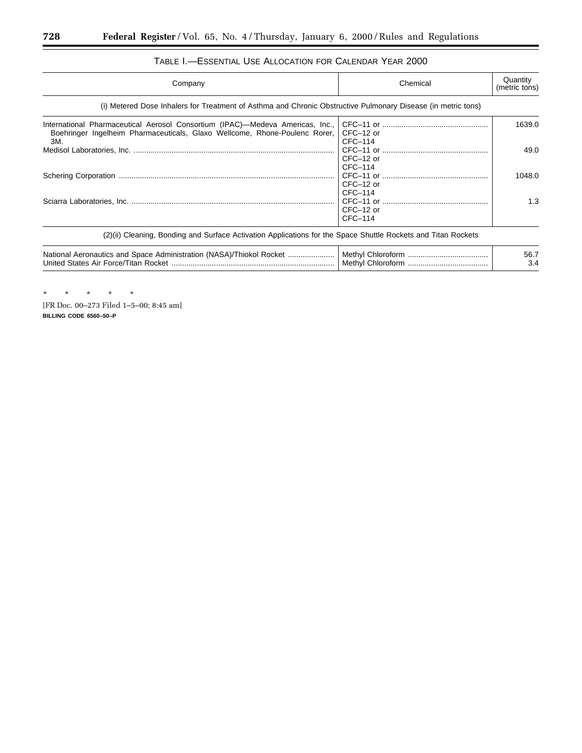TABLE I.—ESSENTIAL USE ALLOCATION FOR CALENDAR YEAR 2000

| Company | Chemical | Quantity (metric tons) |
|---|---|---|
| (i) Metered Dose Inhalers for Treatment of Asthma and Chronic Obstructive Pulmonary Disease (in metric tons) | | |
| International Pharmaceutical Aerosol Consortium (IPAC)—Medeva Americas, Inc., Boehringer Ingelheim Pharmaceuticals, Glaxo Wellcome, Rhone-Poulenc Rorer, 3M. | CFC–11 or CFC–12 or CFC–114 | 1639.0 |
| Medisol Laboratories, Inc. | CFC–11 or CFC–12 or CFC–114 | 49.0 |
| Schering Corporation | CFC–11 or CFC–12 or CFC–114 | 1048.0 |
| Sciarra Laboratories, Inc. | CFC–11 or CFC–12 or CFC–114 | 1.3 |
| (2)(ii) Cleaning, Bonding and Surface Activation Applications for the Space Shuttle Rockets and Titan Rockets | | |
| National Aeronautics and Space Administration (NASA)/Thiokol Rocket | Methyl Chloroform | 56.7 |
| United States Air Force/Titan Rocket | Methyl Chloroform | 3.4 |

\* \* \* \* \*

[FR Doc. 00–273 Filed 1–5–00; 8:45 am]

**BILLING CODE 6560–50–P**